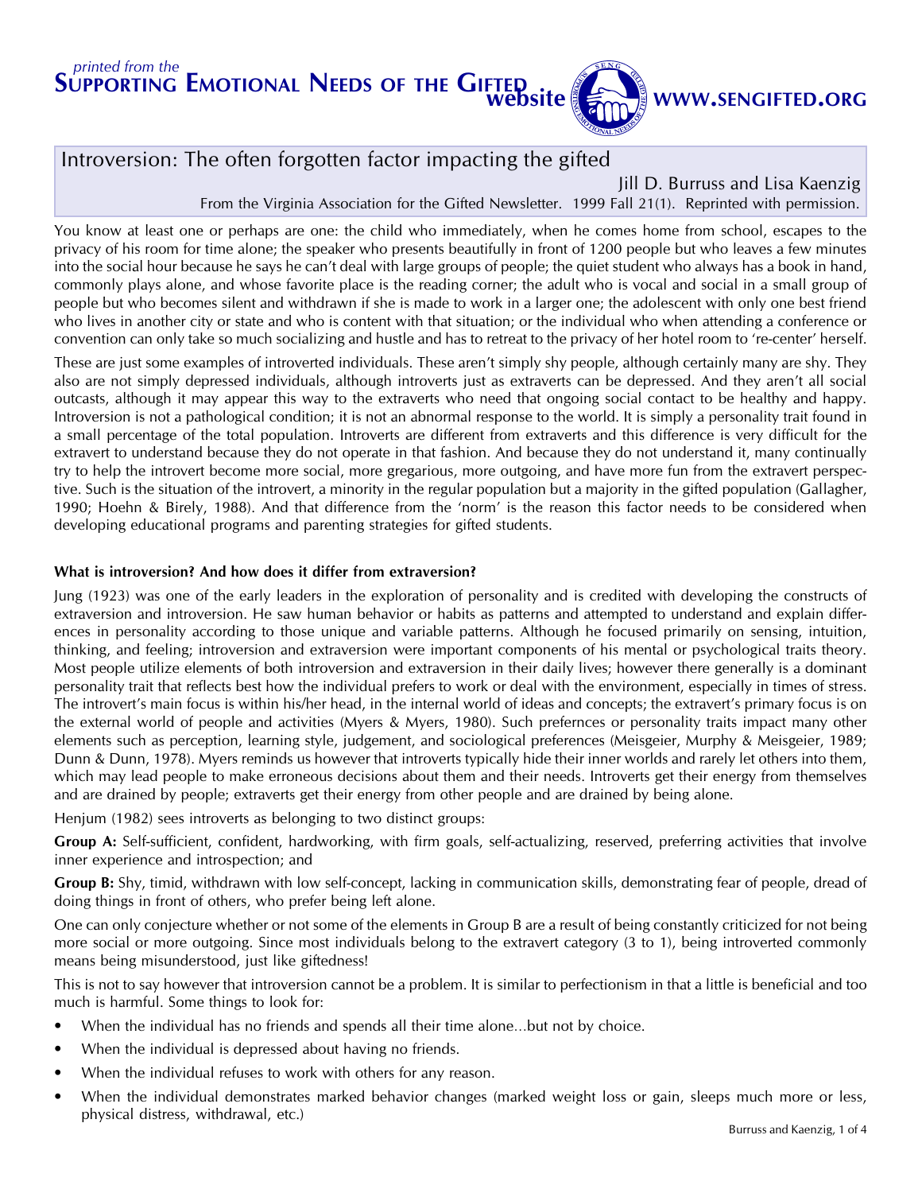*printed from the* **Supporting Emotional Needs of the Gifted website** **www.sengifted.org**

# Introversion: The often forgotten factor impacting the gifted

Jill D. Burruss and Lisa Kaenzig

From the Virginia Association for the Gifted Newsletter. 1999 Fall 21(1). Reprinted with permission.

You know at least one or perhaps are one: the child who immediately, when he comes home from school, escapes to the privacy of his room for time alone; the speaker who presents beautifully in front of 1200 people but who leaves a few minutes into the social hour because he says he can't deal with large groups of people; the quiet student who always has a book in hand, commonly plays alone, and whose favorite place is the reading corner; the adult who is vocal and social in a small group of people but who becomes silent and withdrawn if she is made to work in a larger one; the adolescent with only one best friend who lives in another city or state and who is content with that situation; or the individual who when attending a conference or convention can only take so much socializing and hustle and has to retreat to the privacy of her hotel room to 're-center' herself.

These are just some examples of introverted individuals. These aren't simply shy people, although certainly many are shy. They also are not simply depressed individuals, although introverts just as extraverts can be depressed. And they aren't all social outcasts, although it may appear this way to the extraverts who need that ongoing social contact to be healthy and happy. Introversion is not a pathological condition; it is not an abnormal response to the world. It is simply a personality trait found in a small percentage of the total population. Introverts are different from extraverts and this difference is very difficult for the extravert to understand because they do not operate in that fashion. And because they do not understand it, many continually try to help the introvert become more social, more gregarious, more outgoing, and have more fun from the extravert perspective. Such is the situation of the introvert, a minority in the regular population but a majority in the gifted population (Gallagher, 1990; Hoehn & Birely, 1988). And that difference from the 'norm' is the reason this factor needs to be considered when developing educational programs and parenting strategies for gifted students.

**What is introversion? And how does it differ from extraversion?**

Jung (1923) was one of the early leaders in the exploration of personality and is credited with developing the constructs of extraversion and introversion. He saw human behavior or habits as patterns and attempted to understand and explain differences in personality according to those unique and variable patterns. Although he focused primarily on sensing, intuition, thinking, and feeling; introversion and extraversion were important components of his mental or psychological traits theory. Most people utilize elements of both introversion and extraversion in their daily lives; however there generally is a dominant personality trait that reflects best how the individual prefers to work or deal with the environment, especially in times of stress. The introvert's main focus is within his/her head, in the internal world of ideas and concepts; the extravert's primary focus is on the external world of people and activities (Myers & Myers, 1980). Such prefernces or personality traits impact many other elements such as perception, learning style, judgement, and sociological preferences (Meisgeier, Murphy & Meisgeier, 1989; Dunn & Dunn, 1978). Myers reminds us however that introverts typically hide their inner worlds and rarely let others into them, which may lead people to make erroneous decisions about them and their needs. Introverts get their energy from themselves and are drained by people; extraverts get their energy from other people and are drained by being alone.

Henjum (1982) sees introverts as belonging to two distinct groups:

**Group A:** Self-sufficient, confident, hardworking, with firm goals, self-actualizing, reserved, preferring activities that involve inner experience and introspection; and

**Group B:** Shy, timid, withdrawn with low self-concept, lacking in communication skills, demonstrating fear of people, dread of doing things in front of others, who prefer being left alone.

One can only conjecture whether or not some of the elements in Group B are a result of being constantly criticized for not being more social or more outgoing. Since most individuals belong to the extravert category (3 to 1), being introverted commonly means being misunderstood, just like giftedness!

This is not to say however that introversion cannot be a problem. It is similar to perfectionism in that a little is beneficial and too much is harmful. Some things to look for:

- When the individual has no friends and spends all their time alone…but not by choice.
- When the individual is depressed about having no friends.
- When the individual refuses to work with others for any reason.
- When the individual demonstrates marked behavior changes (marked weight loss or gain, sleeps much more or less, physical distress, withdrawal, etc.)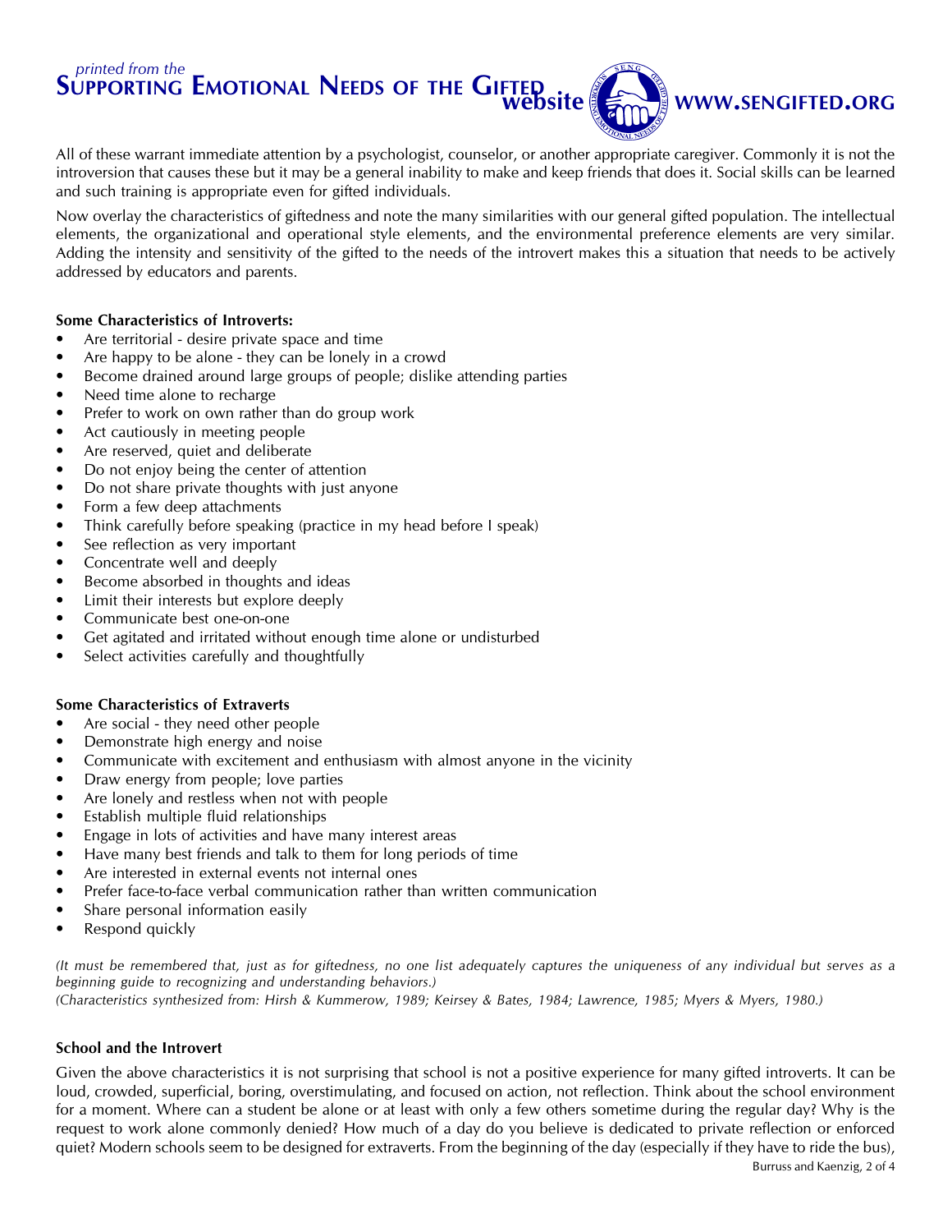All of these warrant immediate attention by a psychologist, counselor, or another appropriate caregiver. Commonly it is not the introversion that causes these but it may be a general inability to make and keep friends that does it. Social skills can be learned and such training is appropriate even for gifted individuals.

Now overlay the characteristics of giftedness and note the many similarities with our general gifted population. The intellectual elements, the organizational and operational style elements, and the environmental preference elements are very similar. Adding the intensity and sensitivity of the gifted to the needs of the introvert makes this a situation that needs to be actively addressed by educators and parents.

**Some Characteristics of Introverts:**

- Are territorial - desire private space and time
- Are happy to be alone - they can be lonely in a crowd
- Become drained around large groups of people; dislike attending parties
- Need time alone to recharge
- Prefer to work on own rather than do group work
- Act cautiously in meeting people
- Are reserved, quiet and deliberate
- Do not enjoy being the center of attention
- Do not share private thoughts with just anyone
- Form a few deep attachments
- Think carefully before speaking (practice in my head before I speak)
- See reflection as very important
- Concentrate well and deeply
- Become absorbed in thoughts and ideas
- Limit their interests but explore deeply
- Communicate best one-on-one
- Get agitated and irritated without enough time alone or undisturbed
- Select activities carefully and thoughtfully

**Some Characteristics of Extraverts**

- Are social - they need other people
- Demonstrate high energy and noise
- Communicate with excitement and enthusiasm with almost anyone in the vicinity
- Draw energy from people; love parties
- Are lonely and restless when not with people
- Establish multiple fluid relationships
- Engage in lots of activities and have many interest areas
- Have many best friends and talk to them for long periods of time
- Are interested in external events not internal ones
- Prefer face-to-face verbal communication rather than written communication
- Share personal information easily
- Respond quickly

*(It must be remembered that, just as for giftedness, no one list adequately captures the uniqueness of any individual but serves as a beginning guide to recognizing and understanding behaviors.)*
*(Characteristics synthesized from: Hirsh & Kummerow, 1989; Keirsey & Bates, 1984; Lawrence, 1985; Myers & Myers, 1980.)*

**School and the Introvert**

Given the above characteristics it is not surprising that school is not a positive experience for many gifted introverts. It can be loud, crowded, superficial, boring, overstimulating, and focused on action, not reflection. Think about the school environment for a moment. Where can a student be alone or at least with only a few others sometime during the regular day? Why is the request to work alone commonly denied? How much of a day do you believe is dedicated to private reflection or enforced quiet? Modern schools seem to be designed for extraverts. From the beginning of the day (especially if they have to ride the bus),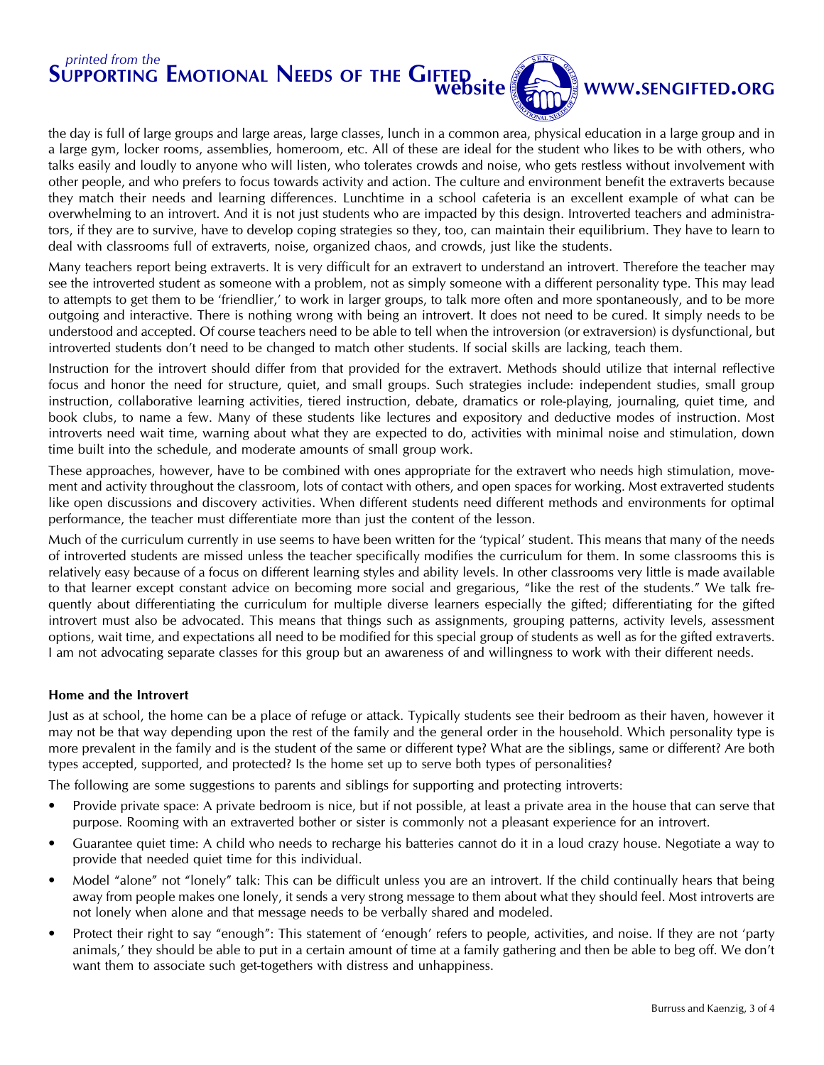the day is full of large groups and large areas, large classes, lunch in a common area, physical education in a large group and in a large gym, locker rooms, assemblies, homeroom, etc. All of these are ideal for the student who likes to be with others, who talks easily and loudly to anyone who will listen, who tolerates crowds and noise, who gets restless without involvement with other people, and who prefers to focus towards activity and action. The culture and environment benefit the extraverts because they match their needs and learning differences. Lunchtime in a school cafeteria is an excellent example of what can be overwhelming to an introvert. And it is not just students who are impacted by this design. Introverted teachers and administrators, if they are to survive, have to develop coping strategies so they, too, can maintain their equilibrium. They have to learn to deal with classrooms full of extraverts, noise, organized chaos, and crowds, just like the students.

Many teachers report being extraverts. It is very difficult for an extravert to understand an introvert. Therefore the teacher may see the introverted student as someone with a problem, not as simply someone with a different personality type. This may lead to attempts to get them to be 'friendlier,' to work in larger groups, to talk more often and more spontaneously, and to be more outgoing and interactive. There is nothing wrong with being an introvert. It does not need to be cured. It simply needs to be understood and accepted. Of course teachers need to be able to tell when the introversion (or extraversion) is dysfunctional, but introverted students don't need to be changed to match other students. If social skills are lacking, teach them.

Instruction for the introvert should differ from that provided for the extravert. Methods should utilize that internal reflective focus and honor the need for structure, quiet, and small groups. Such strategies include: independent studies, small group instruction, collaborative learning activities, tiered instruction, debate, dramatics or role-playing, journaling, quiet time, and book clubs, to name a few. Many of these students like lectures and expository and deductive modes of instruction. Most introverts need wait time, warning about what they are expected to do, activities with minimal noise and stimulation, down time built into the schedule, and moderate amounts of small group work.

These approaches, however, have to be combined with ones appropriate for the extravert who needs high stimulation, movement and activity throughout the classroom, lots of contact with others, and open spaces for working. Most extraverted students like open discussions and discovery activities. When different students need different methods and environments for optimal performance, the teacher must differentiate more than just the content of the lesson.

Much of the curriculum currently in use seems to have been written for the 'typical' student. This means that many of the needs of introverted students are missed unless the teacher specifically modifies the curriculum for them. In some classrooms this is relatively easy because of a focus on different learning styles and ability levels. In other classrooms very little is made available to that learner except constant advice on becoming more social and gregarious, "like the rest of the students." We talk frequently about differentiating the curriculum for multiple diverse learners especially the gifted; differentiating for the gifted introvert must also be advocated. This means that things such as assignments, grouping patterns, activity levels, assessment options, wait time, and expectations all need to be modified for this special group of students as well as for the gifted extraverts. I am not advocating separate classes for this group but an awareness of and willingness to work with their different needs.

**Home and the Introvert**

Just as at school, the home can be a place of refuge or attack. Typically students see their bedroom as their haven, however it may not be that way depending upon the rest of the family and the general order in the household. Which personality type is more prevalent in the family and is the student of the same or different type? What are the siblings, same or different? Are both types accepted, supported, and protected? Is the home set up to serve both types of personalities?

The following are some suggestions to parents and siblings for supporting and protecting introverts:

- Provide private space: A private bedroom is nice, but if not possible, at least a private area in the house that can serve that purpose. Rooming with an extraverted bother or sister is commonly not a pleasant experience for an introvert.
- Guarantee quiet time: A child who needs to recharge his batteries cannot do it in a loud crazy house. Negotiate a way to provide that needed quiet time for this individual.
- Model "alone" not "lonely" talk: This can be difficult unless you are an introvert. If the child continually hears that being away from people makes one lonely, it sends a very strong message to them about what they should feel. Most introverts are not lonely when alone and that message needs to be verbally shared and modeled.
- Protect their right to say "enough": This statement of 'enough' refers to people, activities, and noise. If they are not 'party animals,' they should be able to put in a certain amount of time at a family gathering and then be able to beg off. We don't want them to associate such get-togethers with distress and unhappiness.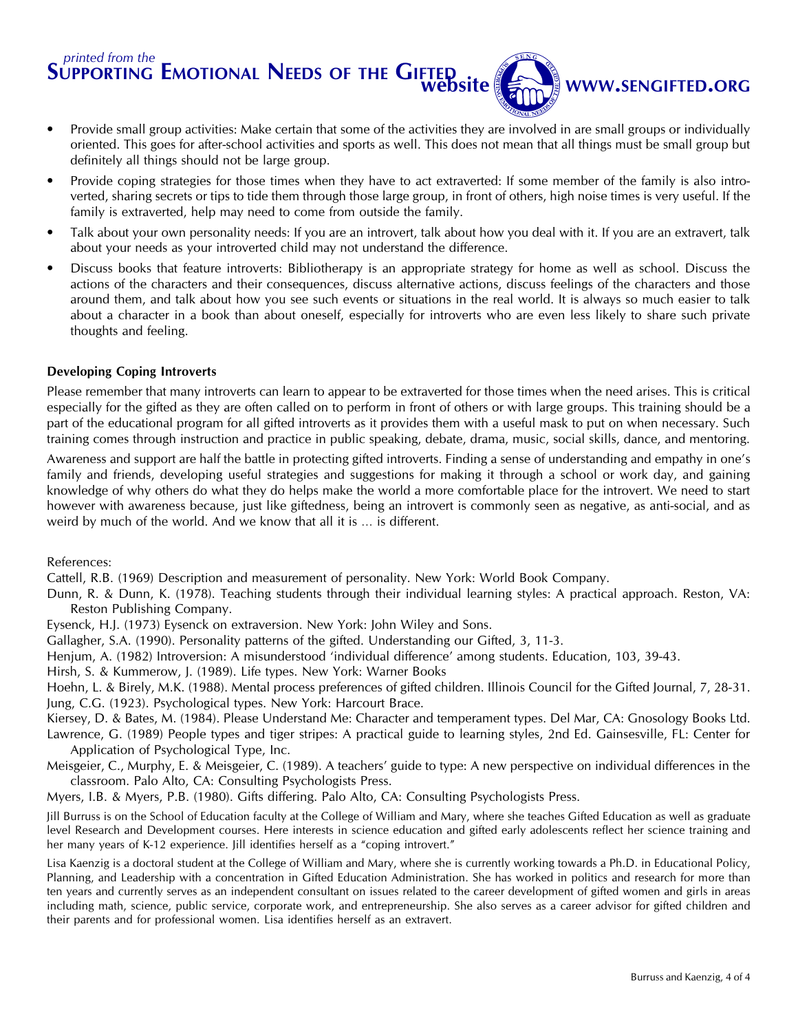- Provide small group activities: Make certain that some of the activities they are involved in are small groups or individually oriented. This goes for after-school activities and sports as well. This does not mean that all things must be small group but definitely all things should not be large group.
- Provide coping strategies for those times when they have to act extraverted: If some member of the family is also introverted, sharing secrets or tips to tide them through those large group, in front of others, high noise times is very useful. If the family is extraverted, help may need to come from outside the family.
- Talk about your own personality needs: If you are an introvert, talk about how you deal with it. If you are an extravert, talk about your needs as your introverted child may not understand the difference.
- Discuss books that feature introverts: Bibliotherapy is an appropriate strategy for home as well as school. Discuss the actions of the characters and their consequences, discuss alternative actions, discuss feelings of the characters and those around them, and talk about how you see such events or situations in the real world. It is always so much easier to talk about a character in a book than about oneself, especially for introverts who are even less likely to share such private thoughts and feeling.

**Developing Coping Introverts**

Please remember that many introverts can learn to appear to be extraverted for those times when the need arises. This is critical especially for the gifted as they are often called on to perform in front of others or with large groups. This training should be a part of the educational program for all gifted introverts as it provides them with a useful mask to put on when necessary. Such training comes through instruction and practice in public speaking, debate, drama, music, social skills, dance, and mentoring.

Awareness and support are half the battle in protecting gifted introverts. Finding a sense of understanding and empathy in one's family and friends, developing useful strategies and suggestions for making it through a school or work day, and gaining knowledge of why others do what they do helps make the world a more comfortable place for the introvert. We need to start however with awareness because, just like giftedness, being an introvert is commonly seen as negative, as anti-social, and as weird by much of the world. And we know that all it is ... is different.

References:

Cattell, R.B. (1969) Description and measurement of personality. New York: World Book Company.

Dunn, R. & Dunn, K. (1978). Teaching students through their individual learning styles: A practical approach. Reston, VA: Reston Publishing Company.

Eysenck, H.J. (1973) Eysenck on extraversion. New York: John Wiley and Sons.

Gallagher, S.A. (1990). Personality patterns of the gifted. Understanding our Gifted, 3, 11-3.

Henjum, A. (1982) Introversion: A misunderstood 'individual difference' among students. Education, 103, 39-43.

Hirsh, S. & Kummerow, J. (1989). Life types. New York: Warner Books

Hoehn, L. & Birely, M.K. (1988). Mental process preferences of gifted children. Illinois Council for the Gifted Journal, 7, 28-31.

Jung, C.G. (1923). Psychological types. New York: Harcourt Brace.

Kiersey, D. & Bates, M. (1984). Please Understand Me: Character and temperament types. Del Mar, CA: Gnosology Books Ltd.

Lawrence, G. (1989) People types and tiger stripes: A practical guide to learning styles, 2nd Ed. Gainsesville, FL: Center for Application of Psychological Type, Inc.

Meisgeier, C., Murphy, E. & Meisgeier, C. (1989). A teachers' guide to type: A new perspective on individual differences in the classroom. Palo Alto, CA: Consulting Psychologists Press.

Myers, I.B. & Myers, P.B. (1980). Gifts differing. Palo Alto, CA: Consulting Psychologists Press.

Jill Burruss is on the School of Education faculty at the College of William and Mary, where she teaches Gifted Education as well as graduate level Research and Development courses. Here interests in science education and gifted early adolescents reflect her science training and her many years of K-12 experience. Jill identifies herself as a "coping introvert."

Lisa Kaenzig is a doctoral student at the College of William and Mary, where she is currently working towards a Ph.D. in Educational Policy, Planning, and Leadership with a concentration in Gifted Education Administration. She has worked in politics and research for more than ten years and currently serves as an independent consultant on issues related to the career development of gifted women and girls in areas including math, science, public service, corporate work, and entrepreneurship. She also serves as a career advisor for gifted children and their parents and for professional women. Lisa identifies herself as an extravert.